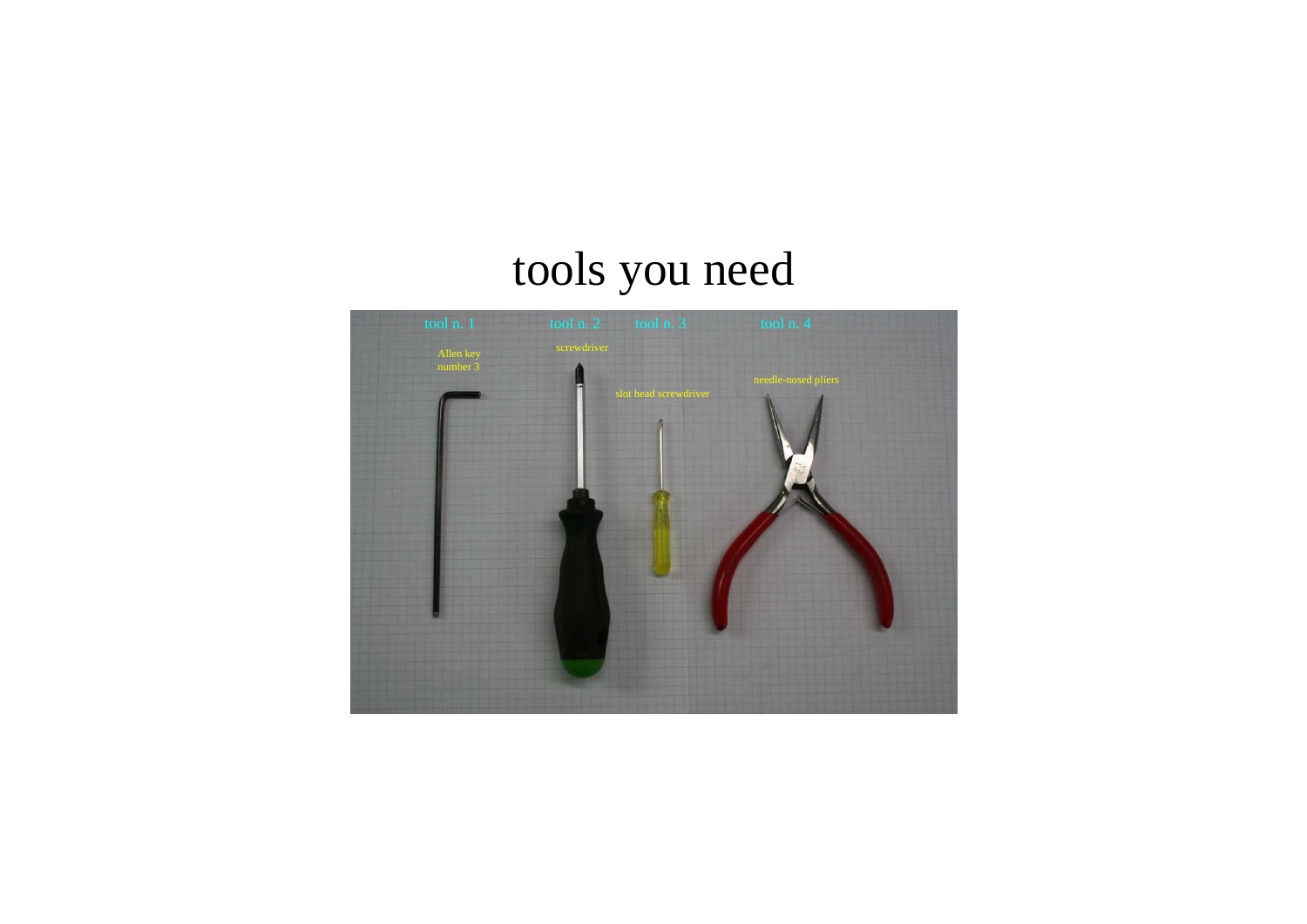# tools you need

tool n. 1 — Allen key number 3

tool n. 2 — screwdriver

tool n. 3 — slot head screwdriver

tool n. 4 — needle-nosed pliers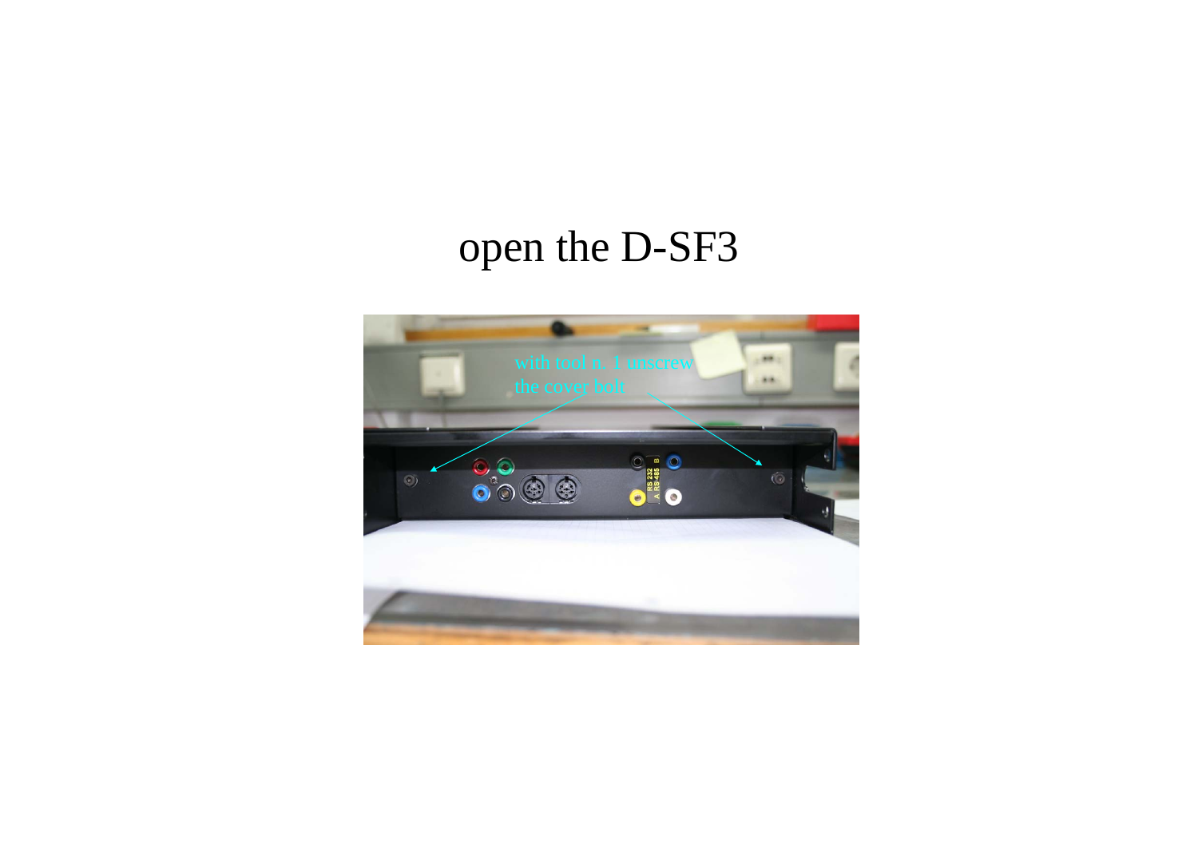# open the D-SF3

with tool n. 1 unscrew the cover bolt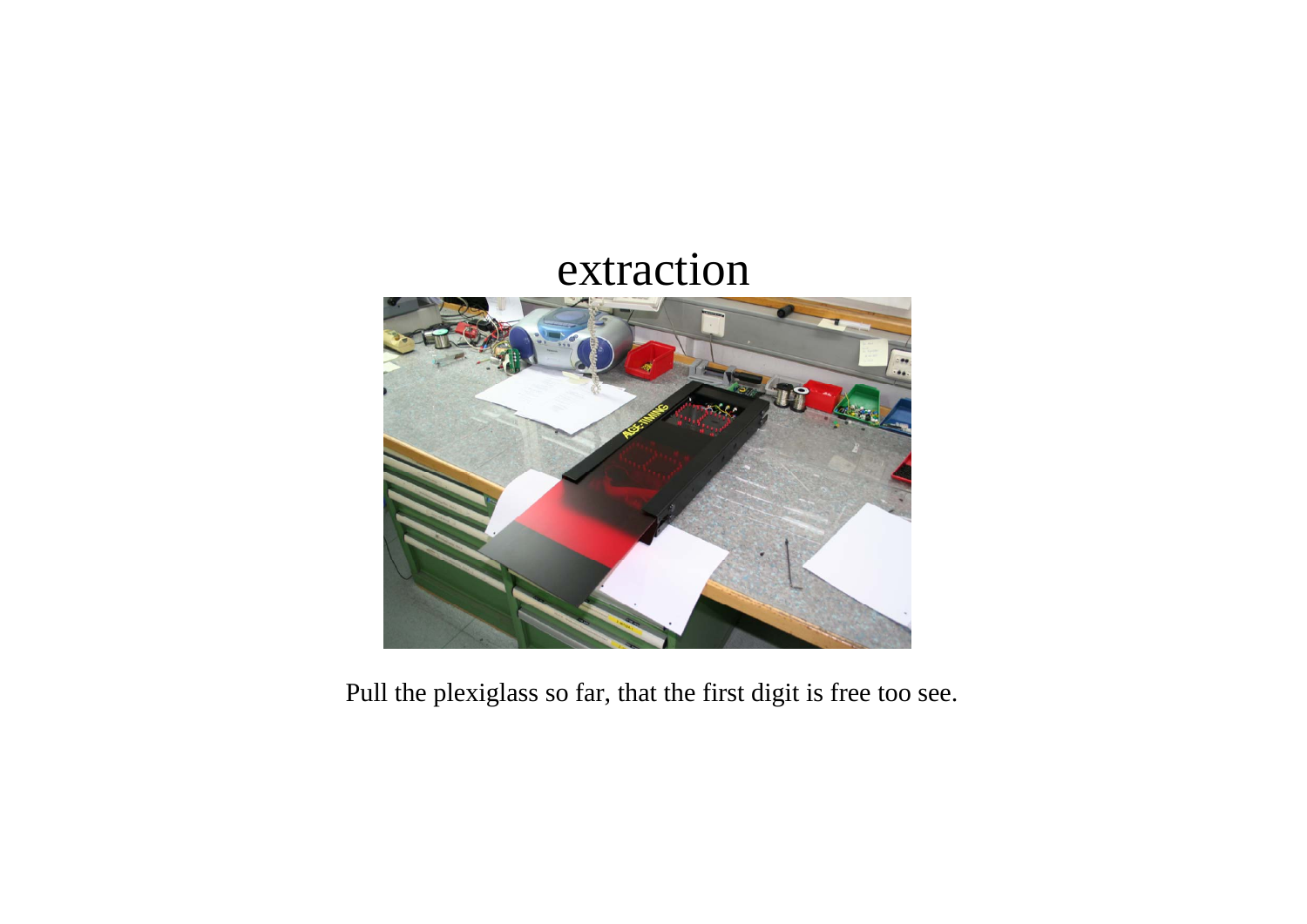# extraction

Pull the plexiglass so far, that the first digit is free too see.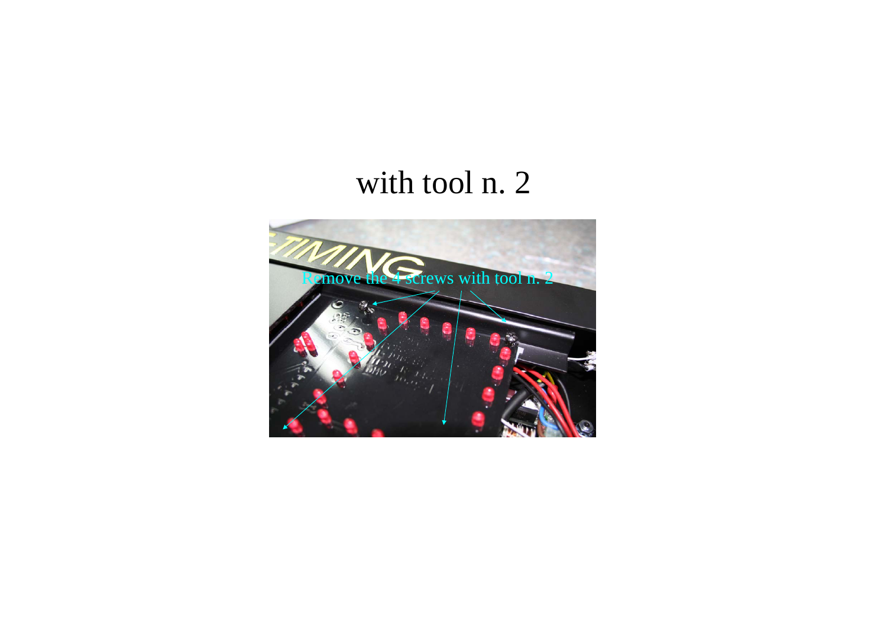with tool n. 2

Remove the 4 screws with tool n. 2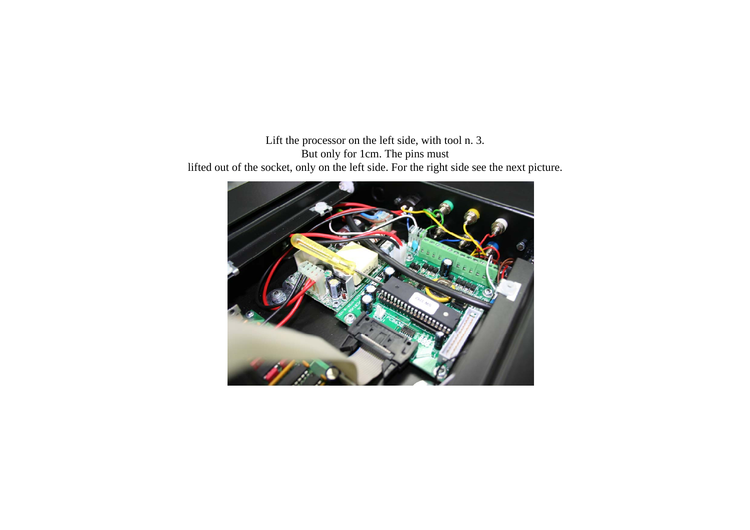Lift the processor on the left side, with tool n. 3.
But only for 1cm. The pins must
lifted out of the socket, only on the left side. For the right side see the next picture.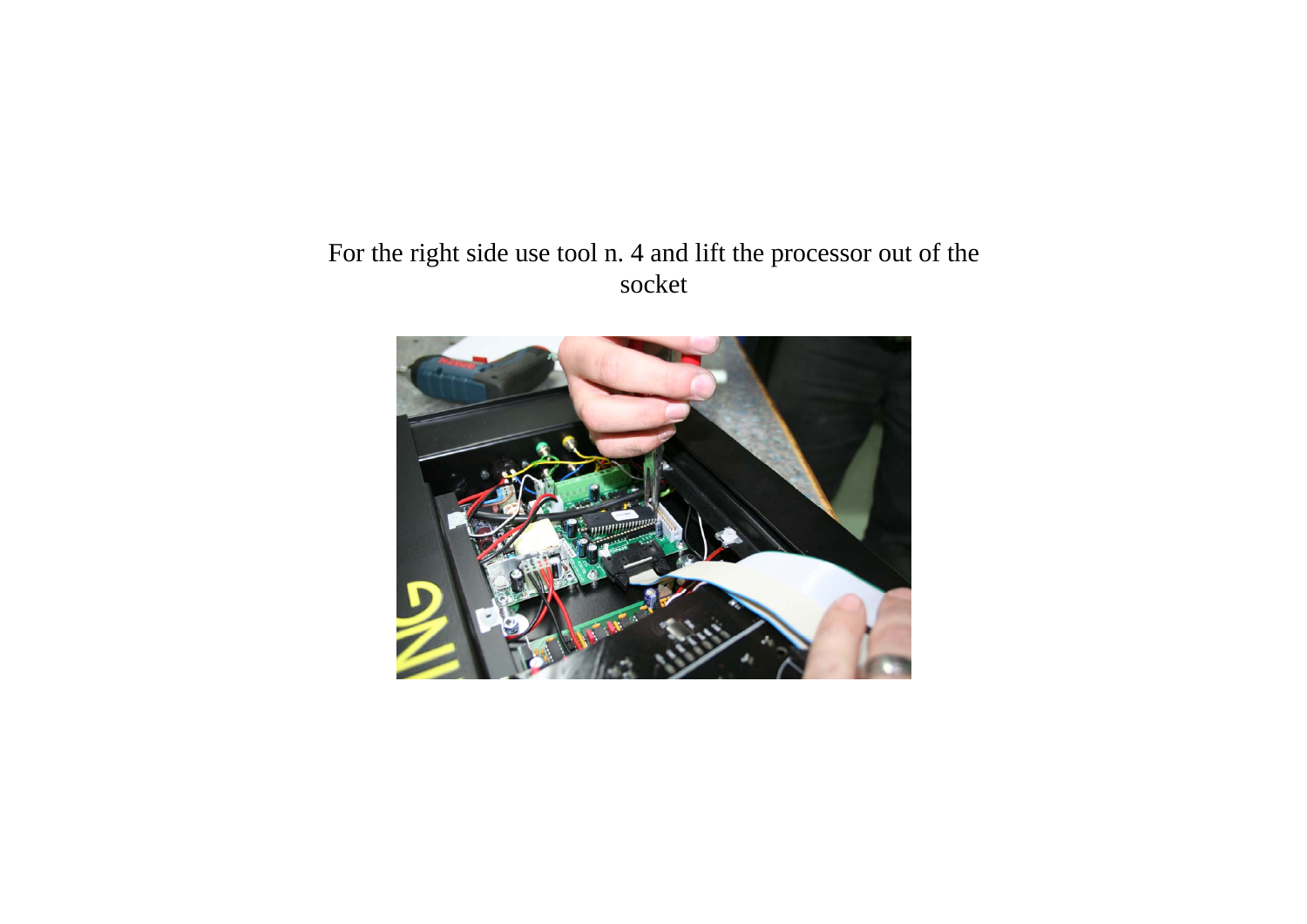For the right side use tool n. 4 and lift the processor out of the socket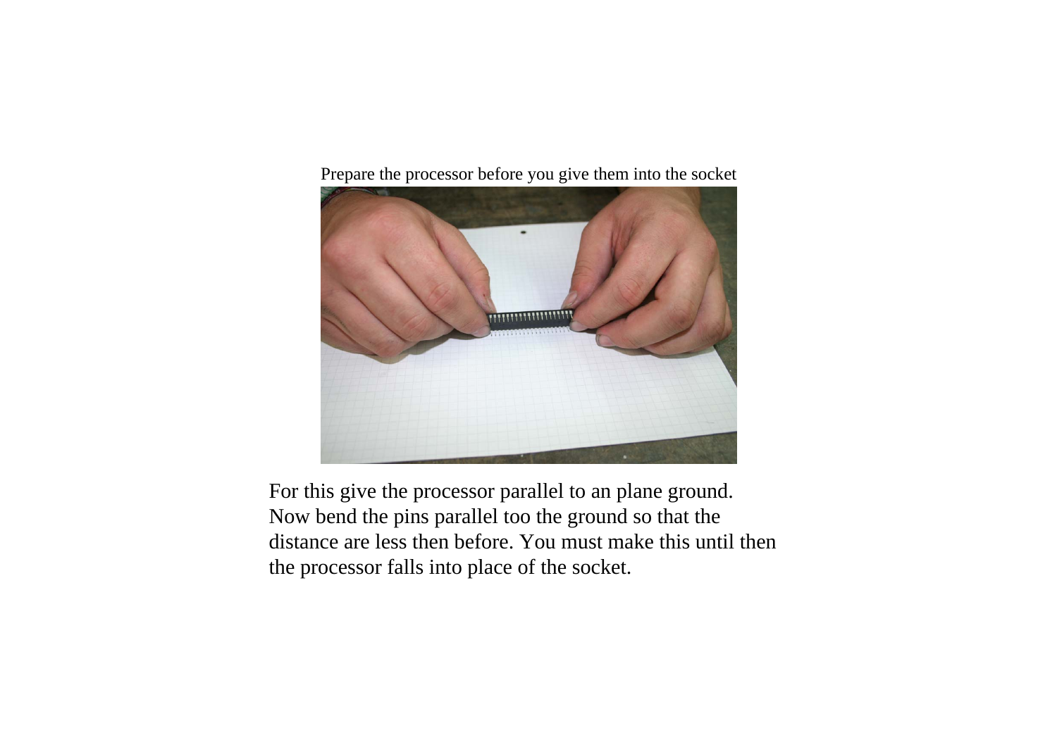Prepare the processor before you give them into the socket

For this give the processor parallel to an plane ground. Now bend the pins parallel too the ground so that the distance are less then before. You must make this until then the processor falls into place of the socket.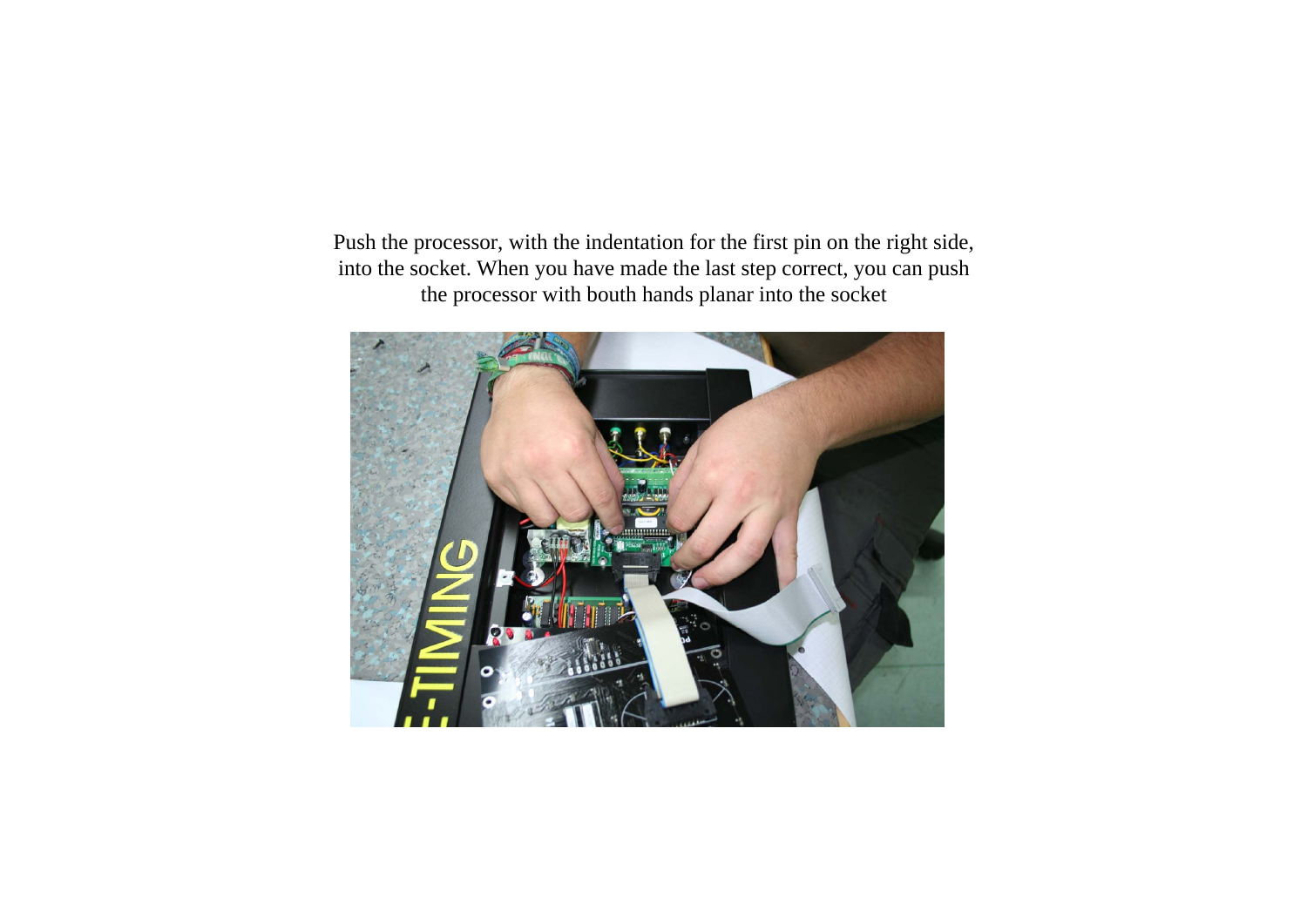Push the processor, with the indentation for the first pin on the right side, into the socket. When you have made the last step correct, you can push the processor with bouth hands planar into the socket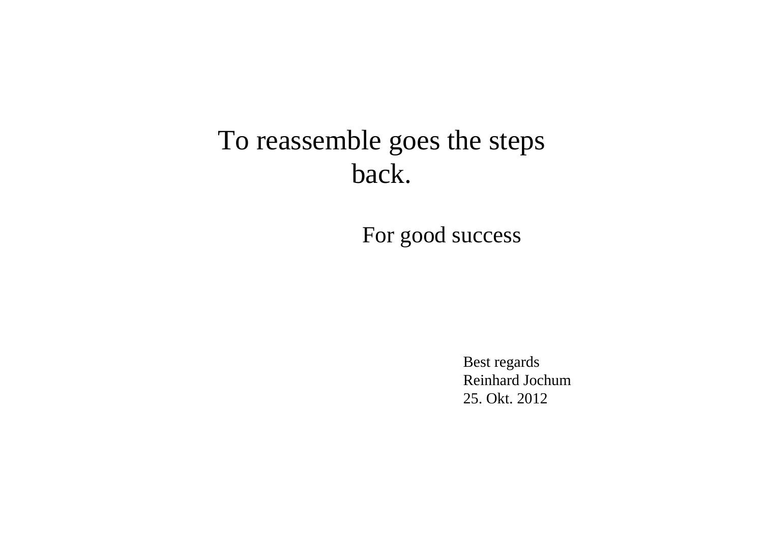To reassemble goes the steps back.

For good success

Best regards
Reinhard Jochum
25. Okt. 2012